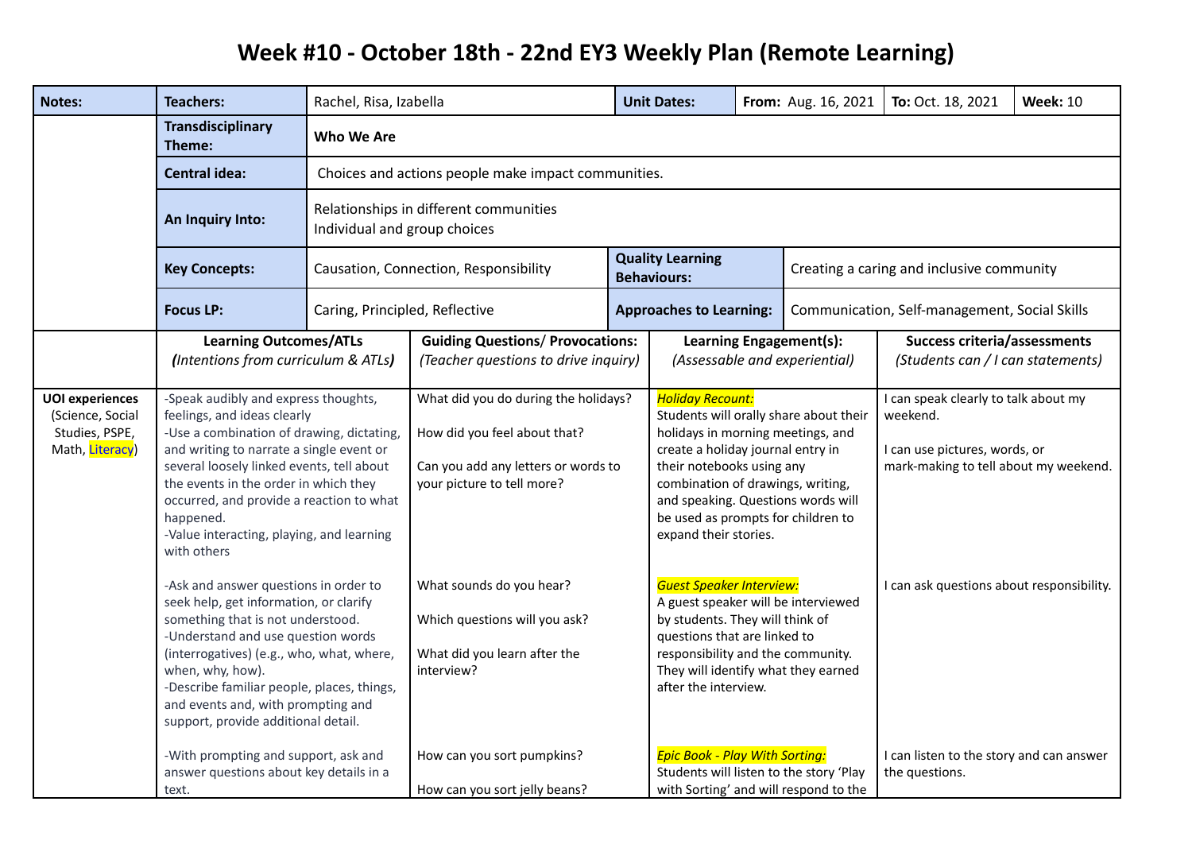# Week #10 - October 18th - 22nd EY3 Weekly Plan (Remote Learning)

| Notes: | Teachers: | Rachel, Risa, Izabella | Unit Dates: | From: Aug. 16, 2021 | To: Oct. 18, 2021 | Week: 10 |
|---|---|---|---|---|---|---|
| | **Transdisciplinary Theme:** | **Who We Are** | | | | |
| | **Central idea:** | Choices and actions people make impact communities. | | | | |
| | **An Inquiry Into:** | Relationships in different communities<br>Individual and group choices | | | | |
| | **Key Concepts:** | Causation, Connection, Responsibility | **Quality Learning Behaviours:** | Creating a caring and inclusive community | | |
| | **Focus LP:** | Caring, Principled, Reflective | **Approaches to Learning:** | Communication, Self-management, Social Skills | | |

| | **Learning Outcomes/ATLs** *(Intentions from curriculum & ATLs)* | **Guiding Questions/ Provocations:** *(Teacher questions to drive inquiry)* | **Learning Engagement(s):** *(Assessable and experiential)* | **Success criteria/assessments** *(Students can / I can statements)* |
|---|---|---|---|---|
| **UOI experiences** (Science, Social Studies, PSPE, Math, Literacy) | -Speak audibly and express thoughts, feelings, and ideas clearly<br>-Use a combination of drawing, dictating, and writing to narrate a single event or several loosely linked events, tell about the events in the order in which they occurred, and provide a reaction to what happened.<br>-Value interacting, playing, and learning with others | What did you do during the holidays?<br><br>How did you feel about that?<br><br>Can you add any letters or words to your picture to tell more? | *Holiday Recount:*<br>Students will orally share about their holidays in morning meetings, and create a holiday journal entry in their notebooks using any combination of drawings, writing, and speaking. Questions words will be used as prompts for children to expand their stories. | I can speak clearly to talk about my weekend.<br><br>I can use pictures, words, or mark-making to tell about my weekend. |
| | -Ask and answer questions in order to seek help, get information, or clarify something that is not understood.<br>-Understand and use question words (interrogatives) (e.g., who, what, where, when, why, how).<br>-Describe familiar people, places, things, and events and, with prompting and support, provide additional detail. | What sounds do you hear?<br><br>Which questions will you ask?<br><br>What did you learn after the interview? | *Guest Speaker Interview:*<br>A guest speaker will be interviewed by students. They will think of questions that are linked to responsibility and the community. They will identify what they earned after the interview. | I can ask questions about responsibility. |
| | -With prompting and support, ask and answer questions about key details in a text. | How can you sort pumpkins?<br><br>How can you sort jelly beans? | *Epic Book - Play With Sorting:*<br>Students will listen to the story 'Play with Sorting' and will respond to the | I can listen to the story and can answer the questions. |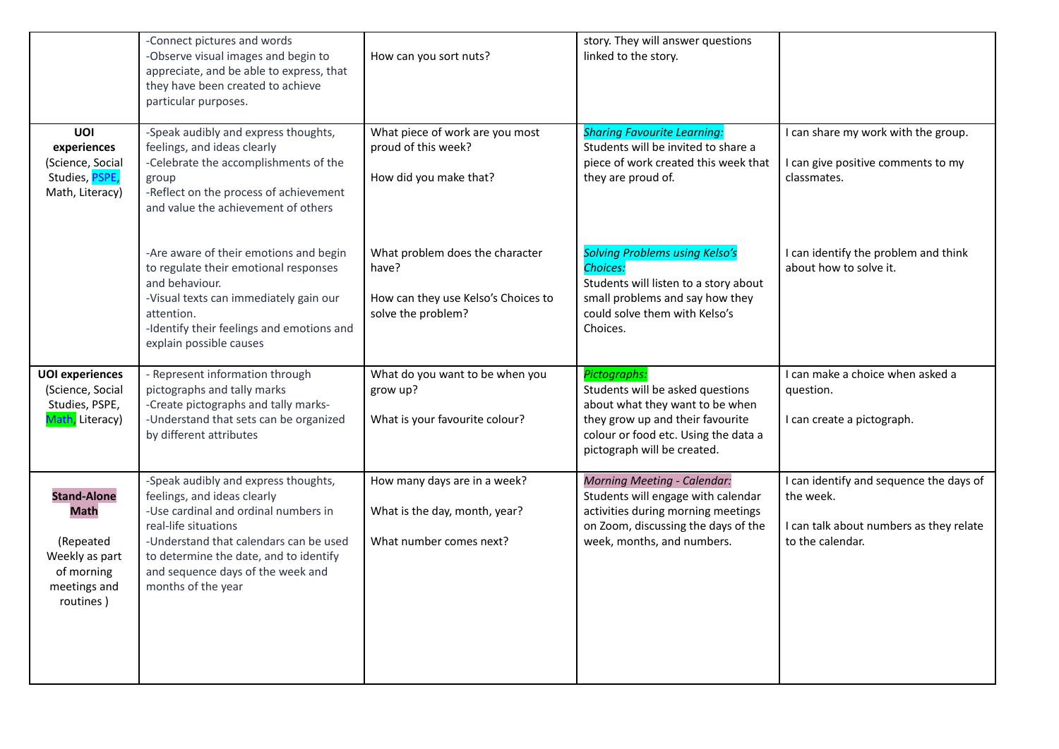| | | | | |
|---|---|---|---|---|
| | -Connect pictures and words<br>-Observe visual images and begin to appreciate, and be able to express, that they have been created to achieve particular purposes. | How can you sort nuts? | story. They will answer questions linked to the story. | |
| **UOI experiences** (Science, Social Studies, PSPE, Math, Literacy) | -Speak audibly and express thoughts, feelings, and ideas clearly<br>-Celebrate the accomplishments of the group<br>-Reflect on the process of achievement and value the achievement of others<br><br>-Are aware of their emotions and begin to regulate their emotional responses and behaviour.<br>-Visual texts can immediately gain our attention.<br>-Identify their feelings and emotions and explain possible causes | What piece of work are you most proud of this week?<br><br>How did you make that?<br><br>What problem does the character have?<br><br>How can they use Kelso's Choices to solve the problem? | *Sharing Favourite Learning:*<br>Students will be invited to share a piece of work created this week that they are proud of.<br><br>*Solving Problems using Kelso's Choices:*<br>Students will listen to a story about small problems and say how they could solve them with Kelso's Choices. | I can share my work with the group.<br><br>I can give positive comments to my classmates.<br><br>I can identify the problem and think about how to solve it. |
| **UOI experiences** (Science, Social Studies, PSPE, Math, Literacy) | - Represent information through pictographs and tally marks<br>-Create pictographs and tally marks-<br>-Understand that sets can be organized by different attributes | What do you want to be when you grow up?<br><br>What is your favourite colour? | *Pictographs:*<br>Students will be asked questions about what they want to be when they grow up and their favourite colour or food etc. Using the data a pictograph will be created. | I can make a choice when asked a question.<br><br>I can create a pictograph. |
| **Stand-Alone Math**<br><br>(Repeated Weekly as part of morning meetings and routines ) | -Speak audibly and express thoughts, feelings, and ideas clearly<br>-Use cardinal and ordinal numbers in real-life situations<br>-Understand that calendars can be used to determine the date, and to identify and sequence days of the week and months of the year | How many days are in a week?<br><br>What is the day, month, year?<br><br>What number comes next? | *Morning Meeting - Calendar:*<br>Students will engage with calendar activities during morning meetings on Zoom, discussing the days of the week, months, and numbers. | I can identify and sequence the days of the week.<br><br>I can talk about numbers as they relate to the calendar. |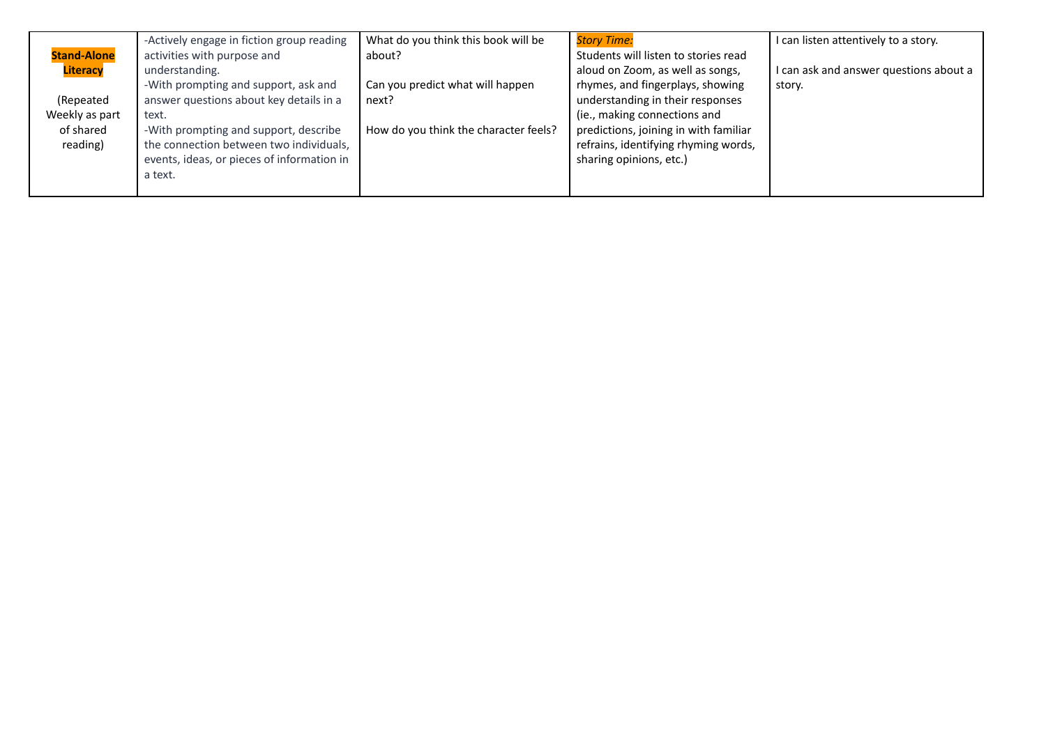| | | | | |
|---|---|---|---|---|
| **Stand-Alone Literacy**<br><br>(Repeated Weekly as part of shared reading) | -Actively engage in fiction group reading activities with purpose and understanding.<br>-With prompting and support, ask and answer questions about key details in a text.<br>-With prompting and support, describe the connection between two individuals, events, ideas, or pieces of information in a text. | What do you think this book will be about?<br><br>Can you predict what will happen next?<br><br>How do you think the character feels? | *Story Time:*<br>Students will listen to stories read aloud on Zoom, as well as songs, rhymes, and fingerplays, showing understanding in their responses (ie., making connections and predictions, joining in with familiar refrains, identifying rhyming words, sharing opinions, etc.) | I can listen attentively to a story.<br><br>I can ask and answer questions about a story. |